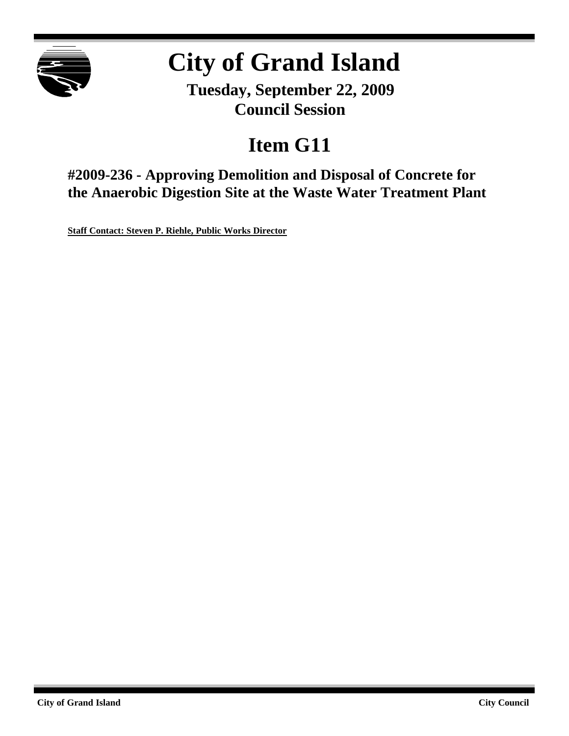# City of Grand Island

**Tuesday, September 22, 2009**
**Council Session**

## Item G11

### #2009-236 - Approving Demolition and Disposal of Concrete for the Anaerobic Digestion Site at the Waste Water Treatment Plant

**Staff Contact: Steven P. Riehle, Public Works Director**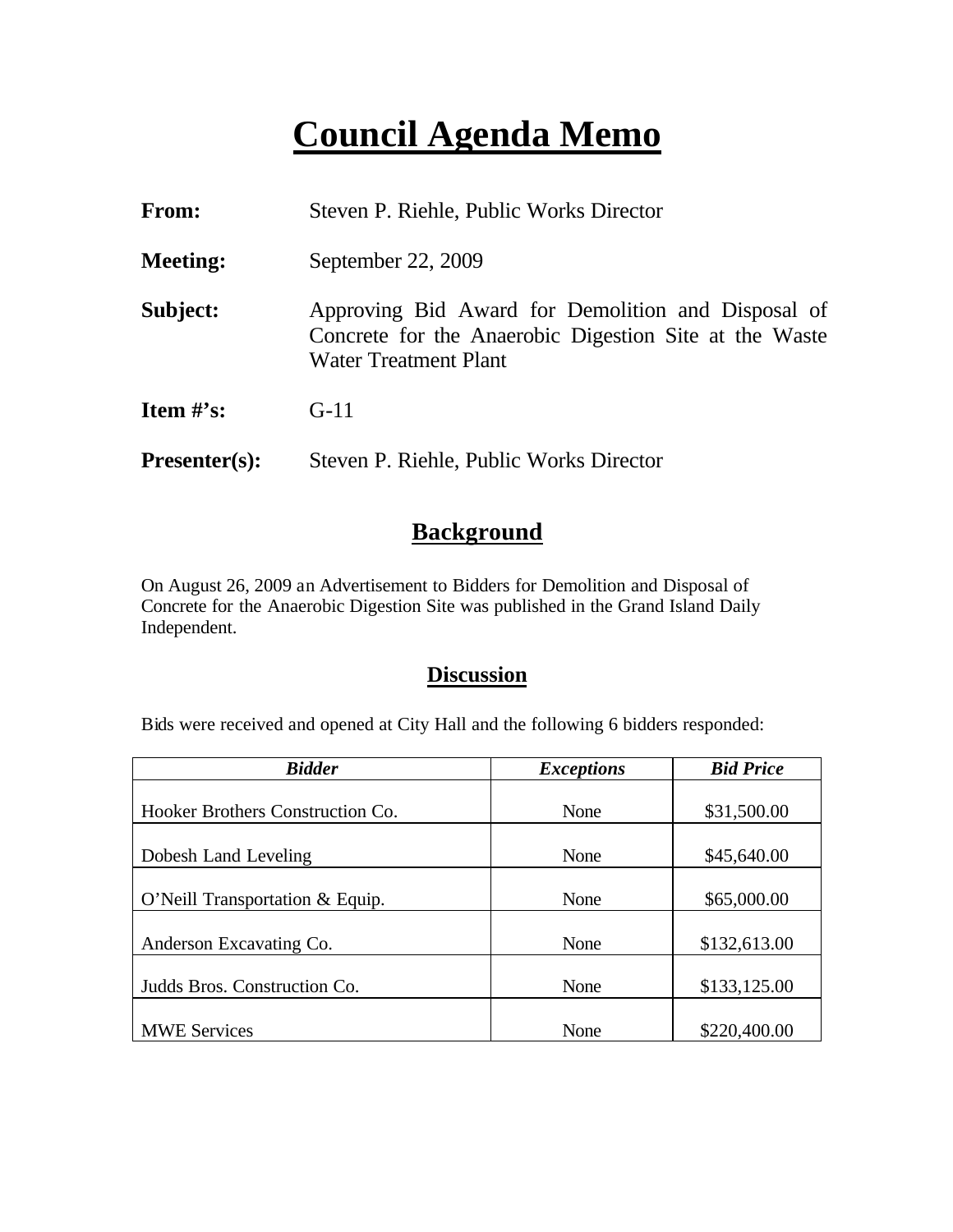# Council Agenda Memo

**From:** Steven P. Riehle, Public Works Director

**Meeting:** September 22, 2009

**Subject:** Approving Bid Award for Demolition and Disposal of Concrete for the Anaerobic Digestion Site at the Waste Water Treatment Plant

**Item #'s:** G-11

**Presenter(s):** Steven P. Riehle, Public Works Director

## Background

On August 26, 2009 an Advertisement to Bidders for Demolition and Disposal of Concrete for the Anaerobic Digestion Site was published in the Grand Island Daily Independent.

## Discussion

Bids were received and opened at City Hall and the following 6 bidders responded:

| ***Bidder*** | ***Exceptions*** | ***Bid Price*** |
|---|---|---|
| Hooker Brothers Construction Co. | None | $31,500.00 |
| Dobesh Land Leveling | None | $45,640.00 |
| O'Neill Transportation & Equip. | None | $65,000.00 |
| Anderson Excavating Co. | None | $132,613.00 |
| Judds Bros. Construction Co. | None | $133,125.00 |
| MWE Services | None | $220,400.00 |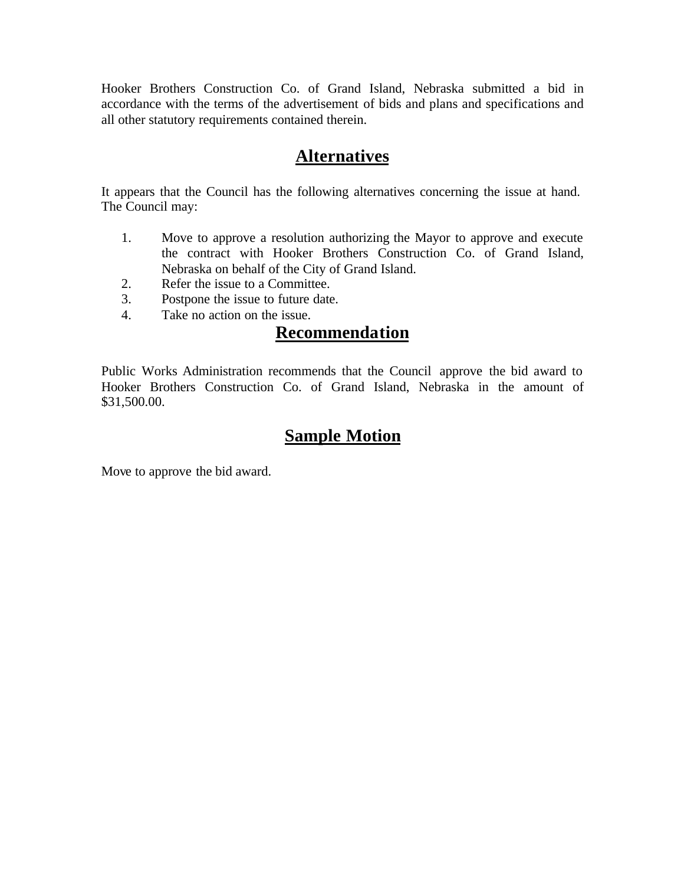Hooker Brothers Construction Co. of Grand Island, Nebraska submitted a bid in accordance with the terms of the advertisement of bids and plans and specifications and all other statutory requirements contained therein.

## Alternatives

It appears that the Council has the following alternatives concerning the issue at hand. The Council may:

1. Move to approve a resolution authorizing the Mayor to approve and execute the contract with Hooker Brothers Construction Co. of Grand Island, Nebraska on behalf of the City of Grand Island.
2. Refer the issue to a Committee.
3. Postpone the issue to future date.
4. Take no action on the issue.

## Recommendation

Public Works Administration recommends that the Council approve the bid award to Hooker Brothers Construction Co. of Grand Island, Nebraska in the amount of $31,500.00.

## Sample Motion

Move to approve the bid award.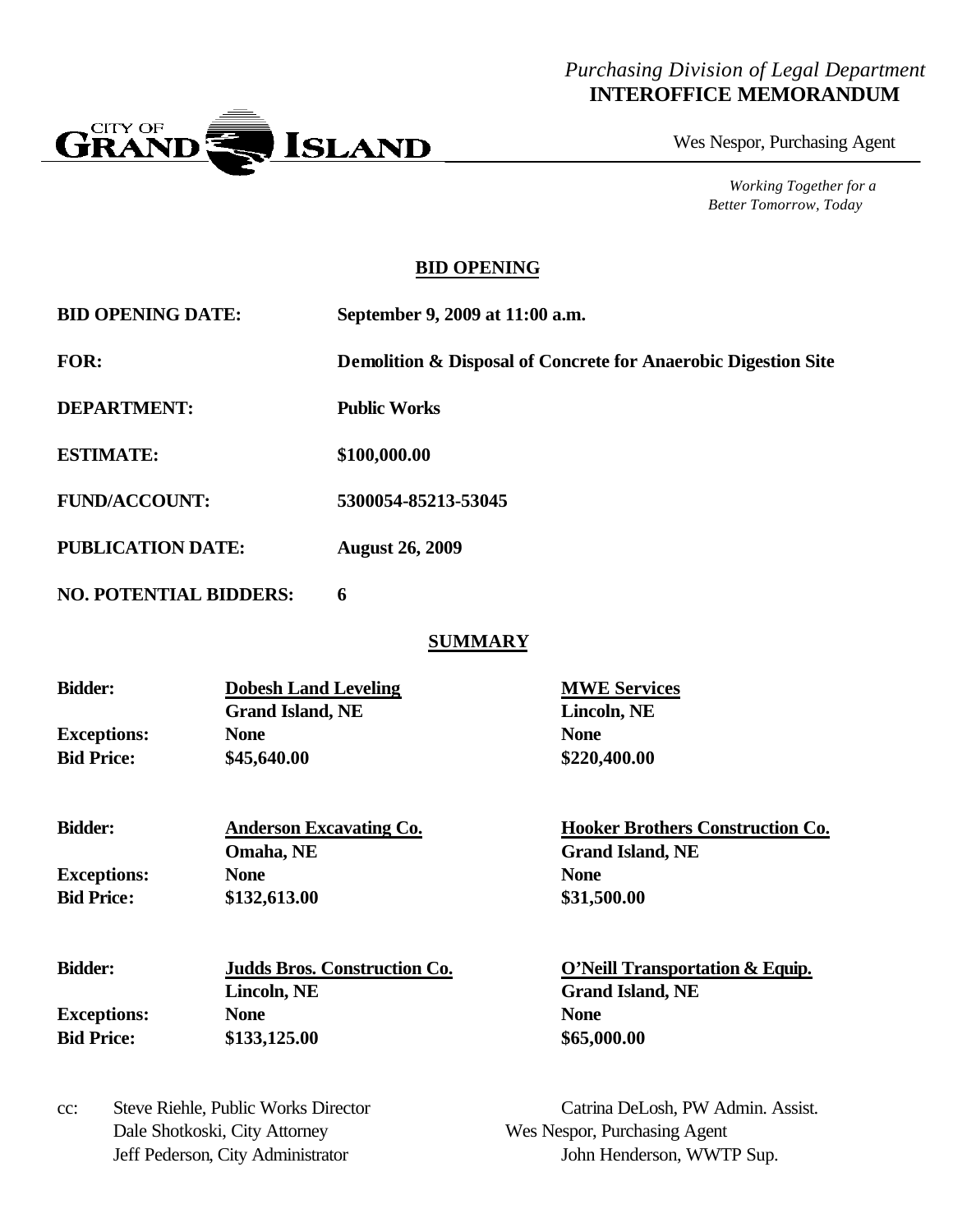*Purchasing Division of Legal Department*
**INTEROFFICE MEMORANDUM**

CITY OF GRAND ISLAND

Wes Nespor, Purchasing Agent

*Working Together for a Better Tomorrow, Today*

## BID OPENING

**BID OPENING DATE:** **September 9, 2009 at 11:00 a.m.**

**FOR:** **Demolition & Disposal of Concrete for Anaerobic Digestion Site**

**DEPARTMENT:** **Public Works**

**ESTIMATE:** **$100,000.00**

**FUND/ACCOUNT:** **5300054-85213-53045**

**PUBLICATION DATE:** **August 26, 2009**

**NO. POTENTIAL BIDDERS:** **6**

## SUMMARY

| | | |
|---|---|---|
| **Bidder:** | **Dobesh Land Leveling**<br>**Grand Island, NE** | **MWE Services**<br>**Lincoln, NE** |
| **Exceptions:** | **None** | **None** |
| **Bid Price:** | **$45,640.00** | **$220,400.00** |
| **Bidder:** | **Anderson Excavating Co.**<br>**Omaha, NE** | **Hooker Brothers Construction Co.**<br>**Grand Island, NE** |
| **Exceptions:** | **None** | **None** |
| **Bid Price:** | **$132,613.00** | **$31,500.00** |
| **Bidder:** | **Judds Bros. Construction Co.**<br>**Lincoln, NE** | **O'Neill Transportation & Equip.**<br>**Grand Island, NE** |
| **Exceptions:** | **None** | **None** |
| **Bid Price:** | **$133,125.00** | **$65,000.00** |

cc: Steve Riehle, Public Works Director
Catrina DeLosh, PW Admin. Assist.
Dale Shotkoski, City Attorney
Wes Nespor, Purchasing Agent
Jeff Pederson, City Administrator
John Henderson, WWTP Sup.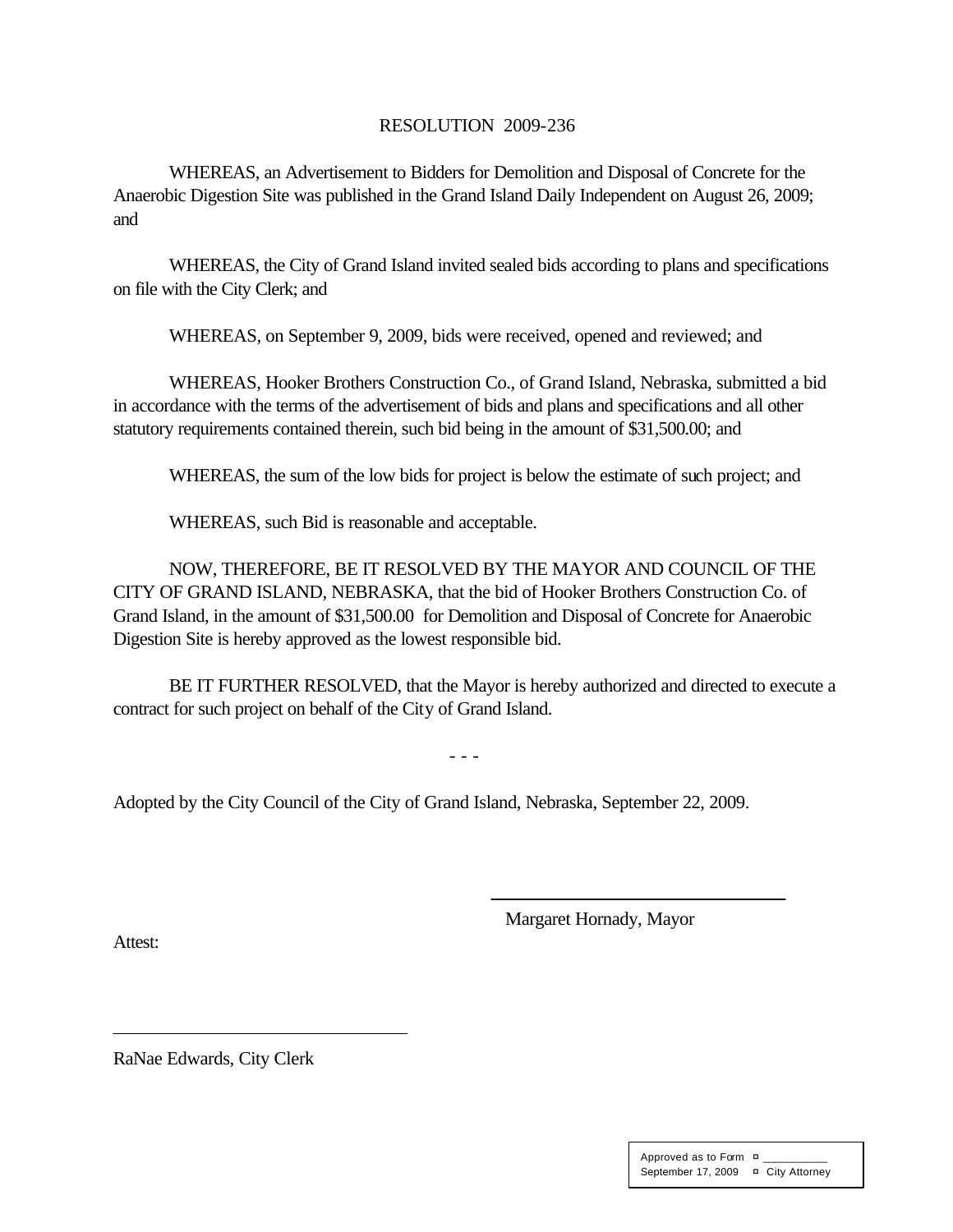# RESOLUTION 2009-236

WHEREAS, an Advertisement to Bidders for Demolition and Disposal of Concrete for the Anaerobic Digestion Site was published in the Grand Island Daily Independent on August 26, 2009; and

WHEREAS, the City of Grand Island invited sealed bids according to plans and specifications on file with the City Clerk; and

WHEREAS, on September 9, 2009, bids were received, opened and reviewed; and

WHEREAS, Hooker Brothers Construction Co., of Grand Island, Nebraska, submitted a bid in accordance with the terms of the advertisement of bids and plans and specifications and all other statutory requirements contained therein, such bid being in the amount of $31,500.00; and

WHEREAS, the sum of the low bids for project is below the estimate of such project; and

WHEREAS, such Bid is reasonable and acceptable.

NOW, THEREFORE, BE IT RESOLVED BY THE MAYOR AND COUNCIL OF THE CITY OF GRAND ISLAND, NEBRASKA, that the bid of Hooker Brothers Construction Co. of Grand Island, in the amount of $31,500.00 for Demolition and Disposal of Concrete for Anaerobic Digestion Site is hereby approved as the lowest responsible bid.

BE IT FURTHER RESOLVED, that the Mayor is hereby authorized and directed to execute a contract for such project on behalf of the City of Grand Island.

\- - -

Adopted by the City Council of the City of Grand Island, Nebraska, September 22, 2009.

\_\_\_\_\_\_\_\_\_\_\_\_\_\_\_\_\_\_\_\_\_\_\_\_\_\_\_\_\_\_\_\_\_\_\_\_\_\_\_

Margaret Hornady, Mayor

Attest:

\_\_\_\_\_\_\_\_\_\_\_\_\_\_\_\_\_\_\_\_\_\_\_\_\_\_\_\_\_\_\_\_\_\_\_\_\_\_\_

RaNae Edwards, City Clerk

| | |
|---|---|
| Approved as to Form | ¤ \_\_\_\_\_\_\_\_\_\_ |
| September 17, 2009 | ¤ City Attorney |